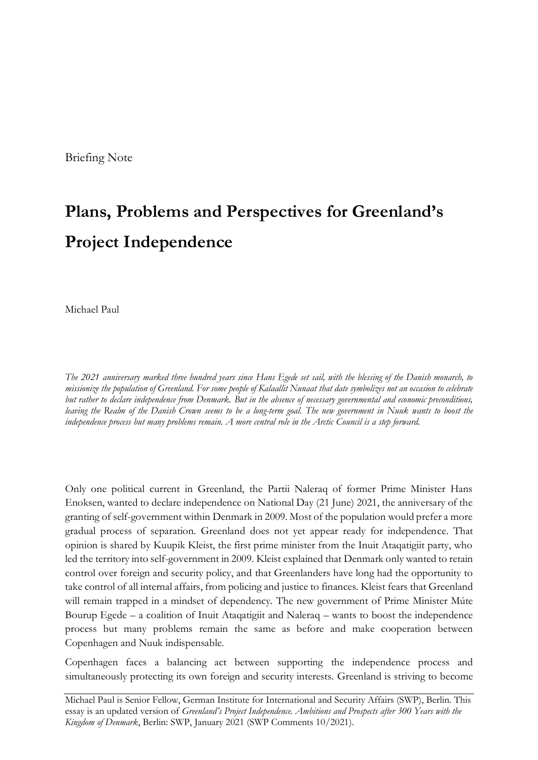Briefing Note

# Plans, Problems and Perspectives for Greenland's Project Independence

Michael Paul

*The 2021 anniversary marked three hundred years since Hans Egede set sail, with the blessing of the Danish monarch, to missionize the population of Greenland. For some people of Kalaallit Nunaat that date symbolizes not an occasion to celebrate but rather to declare independence from Denmark. But in the absence of necessary governmental and economic preconditions, leaving the Realm of the Danish Crown seems to be a long-term goal. The new government in Nuuk wants to boost the independence process but many problems remain. A more central role in the Arctic Council is a step forward.*

Only one political current in Greenland, the Partii Naleraq of former Prime Minister Hans Enoksen, wanted to declare independence on National Day (21 June) 2021, the anniversary of the granting of self-government within Denmark in 2009. Most of the population would prefer a more gradual process of separation. Greenland does not yet appear ready for independence. That opinion is shared by Kuupik Kleist, the first prime minister from the Inuit Ataqatigiit party, who led the territory into self-government in 2009. Kleist explained that Denmark only wanted to retain control over foreign and security policy, and that Greenlanders have long had the opportunity to take control of all internal affairs, from policing and justice to finances. Kleist fears that Greenland will remain trapped in a mindset of dependency. The new government of Prime Minister Múte Bourup Egede – a coalition of Inuit Ataqatigiit and Naleraq – wants to boost the independence process but many problems remain the same as before and make cooperation between Copenhagen and Nuuk indispensable.

Copenhagen faces a balancing act between supporting the independence process and simultaneously protecting its own foreign and security interests. Greenland is striving to become

Michael Paul is Senior Fellow, German Institute for International and Security Affairs (SWP), Berlin. This essay is an updated version of *Greenland's Project Independence. Ambitions and Prospects after 300 Years with the Kingdom of Denmark*, Berlin: SWP, January 2021 (SWP Comments 10/2021).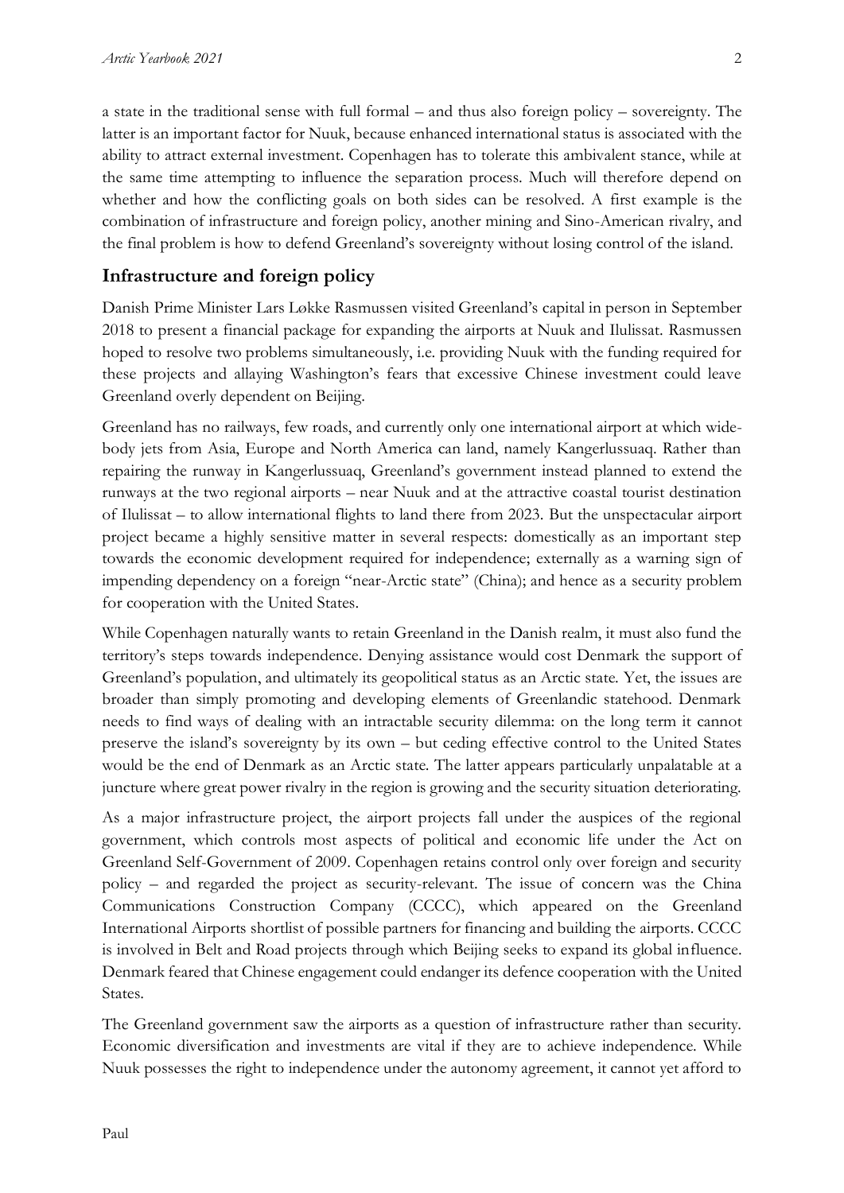a state in the traditional sense with full formal – and thus also foreign policy – sovereignty. The latter is an important factor for Nuuk, because enhanced international status is associated with the ability to attract external investment. Copenhagen has to tolerate this ambivalent stance, while at the same time attempting to influence the separation process. Much will therefore depend on whether and how the conflicting goals on both sides can be resolved. A first example is the combination of infrastructure and foreign policy, another mining and Sino-American rivalry, and the final problem is how to defend Greenland's sovereignty without losing control of the island.

## Infrastructure and foreign policy

Danish Prime Minister Lars Løkke Rasmussen visited Greenland's capital in person in September 2018 to present a financial package for expanding the airports at Nuuk and Ilulissat. Rasmussen hoped to resolve two problems simultaneously, i.e. providing Nuuk with the funding required for these projects and allaying Washington's fears that excessive Chinese investment could leave Greenland overly dependent on Beijing.

Greenland has no railways, few roads, and currently only one international airport at which wide-body jets from Asia, Europe and North America can land, namely Kangerlussuaq. Rather than repairing the runway in Kangerlussuaq, Greenland's government instead planned to extend the runways at the two regional airports – near Nuuk and at the attractive coastal tourist destination of Ilulissat – to allow international flights to land there from 2023. But the unspectacular airport project became a highly sensitive matter in several respects: domestically as an important step towards the economic development required for independence; externally as a warning sign of impending dependency on a foreign "near-Arctic state" (China); and hence as a security problem for cooperation with the United States.

While Copenhagen naturally wants to retain Greenland in the Danish realm, it must also fund the territory's steps towards independence. Denying assistance would cost Denmark the support of Greenland's population, and ultimately its geopolitical status as an Arctic state. Yet, the issues are broader than simply promoting and developing elements of Greenlandic statehood. Denmark needs to find ways of dealing with an intractable security dilemma: on the long term it cannot preserve the island's sovereignty by its own – but ceding effective control to the United States would be the end of Denmark as an Arctic state. The latter appears particularly unpalatable at a juncture where great power rivalry in the region is growing and the security situation deteriorating.

As a major infrastructure project, the airport projects fall under the auspices of the regional government, which controls most aspects of political and economic life under the Act on Greenland Self-Government of 2009. Copenhagen retains control only over foreign and security policy – and regarded the project as security-relevant. The issue of concern was the China Communications Construction Company (CCCC), which appeared on the Greenland International Airports shortlist of possible partners for financing and building the airports. CCCC is involved in Belt and Road projects through which Beijing seeks to expand its global influence. Denmark feared that Chinese engagement could endanger its defence cooperation with the United States.

The Greenland government saw the airports as a question of infrastructure rather than security. Economic diversification and investments are vital if they are to achieve independence. While Nuuk possesses the right to independence under the autonomy agreement, it cannot yet afford to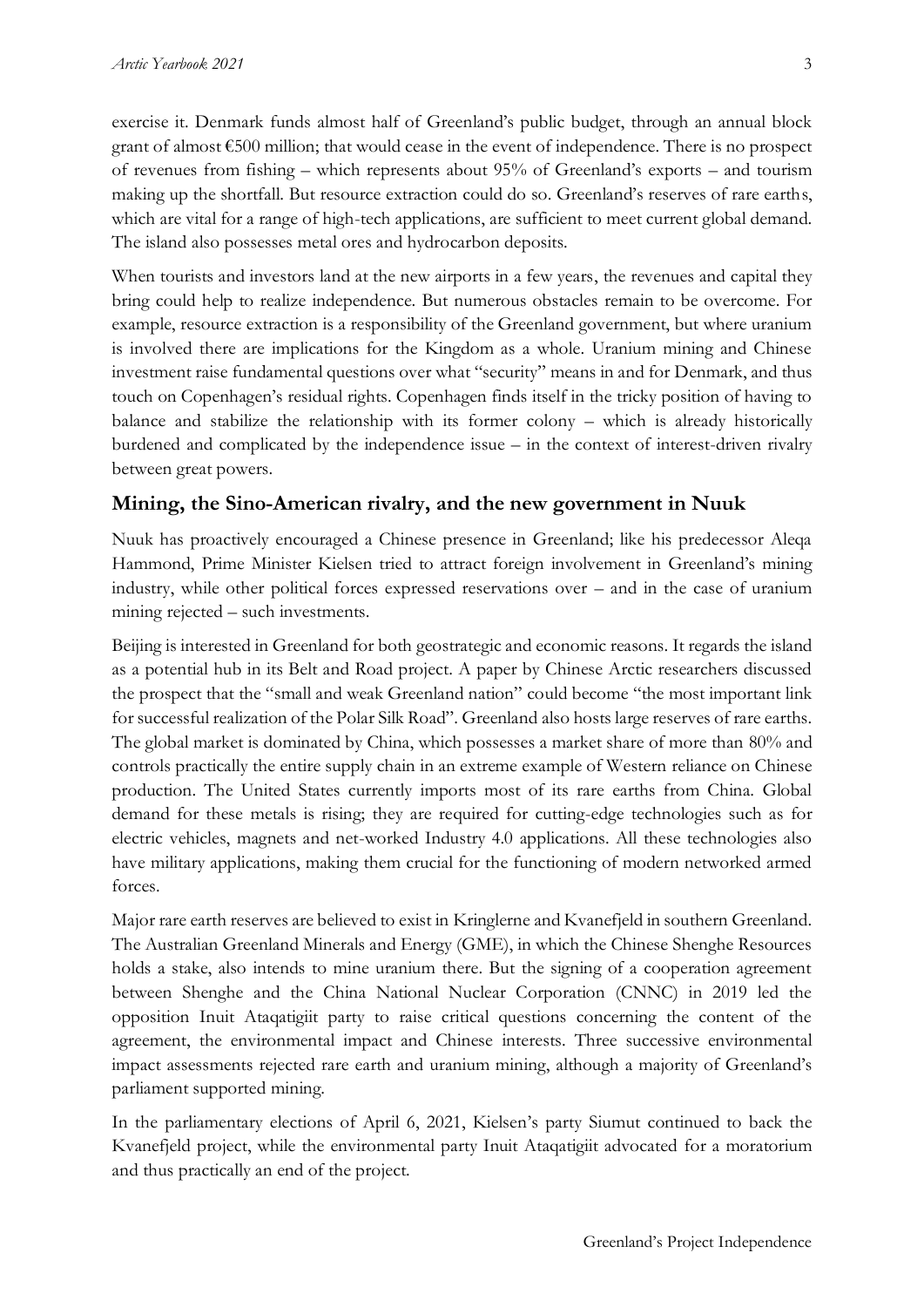exercise it. Denmark funds almost half of Greenland's public budget, through an annual block grant of almost €500 million; that would cease in the event of independence. There is no prospect of revenues from fishing – which represents about 95% of Greenland's exports – and tourism making up the shortfall. But resource extraction could do so. Greenland's reserves of rare earths, which are vital for a range of high-tech applications, are sufficient to meet current global demand. The island also possesses metal ores and hydrocarbon deposits.

When tourists and investors land at the new airports in a few years, the revenues and capital they bring could help to realize independence. But numerous obstacles remain to be overcome. For example, resource extraction is a responsibility of the Greenland government, but where uranium is involved there are implications for the Kingdom as a whole. Uranium mining and Chinese investment raise fundamental questions over what "security" means in and for Denmark, and thus touch on Copenhagen's residual rights. Copenhagen finds itself in the tricky position of having to balance and stabilize the relationship with its former colony – which is already historically burdened and complicated by the independence issue – in the context of interest-driven rivalry between great powers.

## Mining, the Sino-American rivalry, and the new government in Nuuk

Nuuk has proactively encouraged a Chinese presence in Greenland; like his predecessor Aleqa Hammond, Prime Minister Kielsen tried to attract foreign involvement in Greenland's mining industry, while other political forces expressed reservations over – and in the case of uranium mining rejected – such investments.

Beijing is interested in Greenland for both geostrategic and economic reasons. It regards the island as a potential hub in its Belt and Road project. A paper by Chinese Arctic researchers discussed the prospect that the "small and weak Greenland nation" could become "the most important link for successful realization of the Polar Silk Road". Greenland also hosts large reserves of rare earths. The global market is dominated by China, which possesses a market share of more than 80% and controls practically the entire supply chain in an extreme example of Western reliance on Chinese production. The United States currently imports most of its rare earths from China. Global demand for these metals is rising; they are required for cutting-edge technologies such as for electric vehicles, magnets and net-worked Industry 4.0 applications. All these technologies also have military applications, making them crucial for the functioning of modern networked armed forces.

Major rare earth reserves are believed to exist in Kringlerne and Kvanefjeld in southern Greenland. The Australian Greenland Minerals and Energy (GME), in which the Chinese Shenghe Resources holds a stake, also intends to mine uranium there. But the signing of a cooperation agreement between Shenghe and the China National Nuclear Corporation (CNNC) in 2019 led the opposition Inuit Ataqatigiit party to raise critical questions concerning the content of the agreement, the environmental impact and Chinese interests. Three successive environmental impact assessments rejected rare earth and uranium mining, although a majority of Greenland's parliament supported mining.

In the parliamentary elections of April 6, 2021, Kielsen's party Siumut continued to back the Kvanefjeld project, while the environmental party Inuit Ataqatigiit advocated for a moratorium and thus practically an end of the project.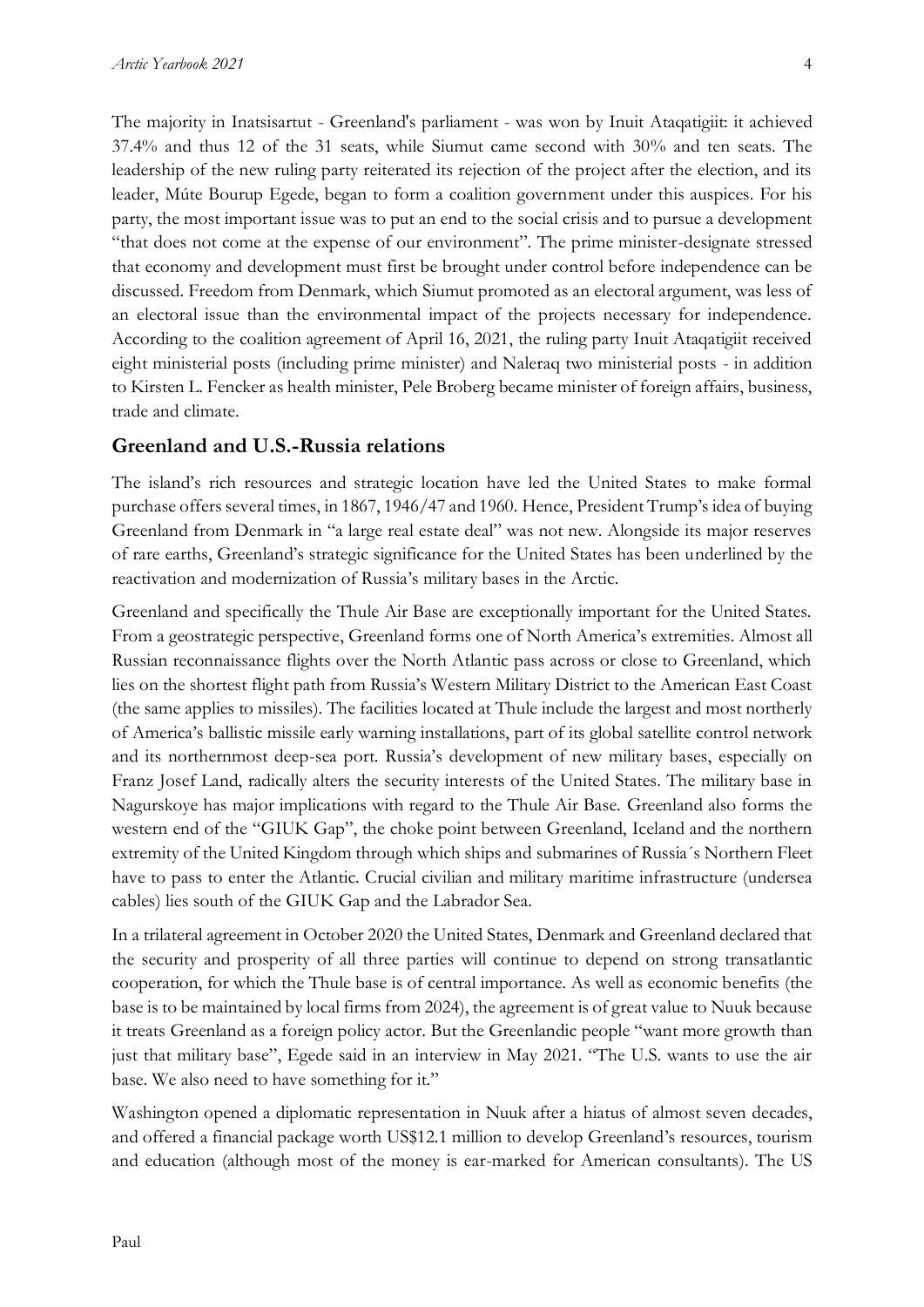The majority in Inatsisartut - Greenland's parliament - was won by Inuit Ataqatigiit: it achieved 37.4% and thus 12 of the 31 seats, while Siumut came second with 30% and ten seats. The leadership of the new ruling party reiterated its rejection of the project after the election, and its leader, Múte Bourup Egede, began to form a coalition government under this auspices. For his party, the most important issue was to put an end to the social crisis and to pursue a development "that does not come at the expense of our environment". The prime minister-designate stressed that economy and development must first be brought under control before independence can be discussed. Freedom from Denmark, which Siumut promoted as an electoral argument, was less of an electoral issue than the environmental impact of the projects necessary for independence. According to the coalition agreement of April 16, 2021, the ruling party Inuit Ataqatigiit received eight ministerial posts (including prime minister) and Naleraq two ministerial posts - in addition to Kirsten L. Fencker as health minister, Pele Broberg became minister of foreign affairs, business, trade and climate.

## Greenland and U.S.-Russia relations

The island's rich resources and strategic location have led the United States to make formal purchase offers several times, in 1867, 1946/47 and 1960. Hence, President Trump's idea of buying Greenland from Denmark in "a large real estate deal" was not new. Alongside its major reserves of rare earths, Greenland's strategic significance for the United States has been underlined by the reactivation and modernization of Russia's military bases in the Arctic.

Greenland and specifically the Thule Air Base are exceptionally important for the United States. From a geostrategic perspective, Greenland forms one of North America's extremities. Almost all Russian reconnaissance flights over the North Atlantic pass across or close to Greenland, which lies on the shortest flight path from Russia's Western Military District to the American East Coast (the same applies to missiles). The facilities located at Thule include the largest and most northerly of America's ballistic missile early warning installations, part of its global satellite control network and its northernmost deep-sea port. Russia's development of new military bases, especially on Franz Josef Land, radically alters the security interests of the United States. The military base in Nagurskoye has major implications with regard to the Thule Air Base. Greenland also forms the western end of the "GIUK Gap", the choke point between Greenland, Iceland and the northern extremity of the United Kingdom through which ships and submarines of Russia´s Northern Fleet have to pass to enter the Atlantic. Crucial civilian and military maritime infrastructure (undersea cables) lies south of the GIUK Gap and the Labrador Sea.

In a trilateral agreement in October 2020 the United States, Denmark and Greenland declared that the security and prosperity of all three parties will continue to depend on strong transatlantic cooperation, for which the Thule base is of central importance. As well as economic benefits (the base is to be maintained by local firms from 2024), the agreement is of great value to Nuuk because it treats Greenland as a foreign policy actor. But the Greenlandic people "want more growth than just that military base", Egede said in an interview in May 2021. "The U.S. wants to use the air base. We also need to have something for it."

Washington opened a diplomatic representation in Nuuk after a hiatus of almost seven decades, and offered a financial package worth US$12.1 million to develop Greenland's resources, tourism and education (although most of the money is ear-marked for American consultants). The US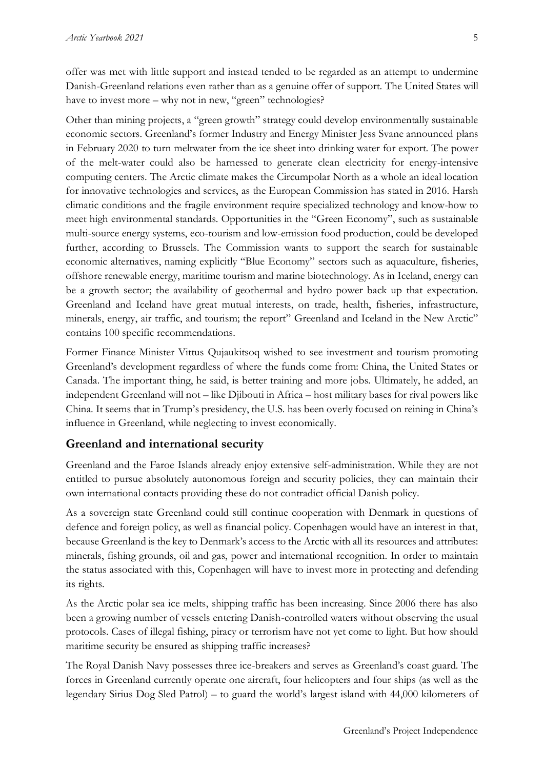offer was met with little support and instead tended to be regarded as an attempt to undermine Danish-Greenland relations even rather than as a genuine offer of support. The United States will have to invest more – why not in new, "green" technologies?

Other than mining projects, a "green growth" strategy could develop environmentally sustainable economic sectors. Greenland's former Industry and Energy Minister Jess Svane announced plans in February 2020 to turn meltwater from the ice sheet into drinking water for export. The power of the melt-water could also be harnessed to generate clean electricity for energy-intensive computing centers. The Arctic climate makes the Circumpolar North as a whole an ideal location for innovative technologies and services, as the European Commission has stated in 2016. Harsh climatic conditions and the fragile environment require specialized technology and know-how to meet high environmental standards. Opportunities in the "Green Economy", such as sustainable multi-source energy systems, eco-tourism and low-emission food production, could be developed further, according to Brussels. The Commission wants to support the search for sustainable economic alternatives, naming explicitly "Blue Economy" sectors such as aquaculture, fisheries, offshore renewable energy, maritime tourism and marine biotechnology. As in Iceland, energy can be a growth sector; the availability of geothermal and hydro power back up that expectation. Greenland and Iceland have great mutual interests, on trade, health, fisheries, infrastructure, minerals, energy, air traffic, and tourism; the report" Greenland and Iceland in the New Arctic" contains 100 specific recommendations.

Former Finance Minister Vittus Qujaukitsoq wished to see investment and tourism promoting Greenland's development regardless of where the funds come from: China, the United States or Canada. The important thing, he said, is better training and more jobs. Ultimately, he added, an independent Greenland will not – like Djibouti in Africa – host military bases for rival powers like China. It seems that in Trump's presidency, the U.S. has been overly focused on reining in China's influence in Greenland, while neglecting to invest economically.

## Greenland and international security

Greenland and the Faroe Islands already enjoy extensive self-administration. While they are not entitled to pursue absolutely autonomous foreign and security policies, they can maintain their own international contacts providing these do not contradict official Danish policy.

As a sovereign state Greenland could still continue cooperation with Denmark in questions of defence and foreign policy, as well as financial policy. Copenhagen would have an interest in that, because Greenland is the key to Denmark's access to the Arctic with all its resources and attributes: minerals, fishing grounds, oil and gas, power and international recognition. In order to maintain the status associated with this, Copenhagen will have to invest more in protecting and defending its rights.

As the Arctic polar sea ice melts, shipping traffic has been increasing. Since 2006 there has also been a growing number of vessels entering Danish-controlled waters without observing the usual protocols. Cases of illegal fishing, piracy or terrorism have not yet come to light. But how should maritime security be ensured as shipping traffic increases?

The Royal Danish Navy possesses three ice-breakers and serves as Greenland's coast guard. The forces in Greenland currently operate one aircraft, four helicopters and four ships (as well as the legendary Sirius Dog Sled Patrol) – to guard the world's largest island with 44,000 kilometers of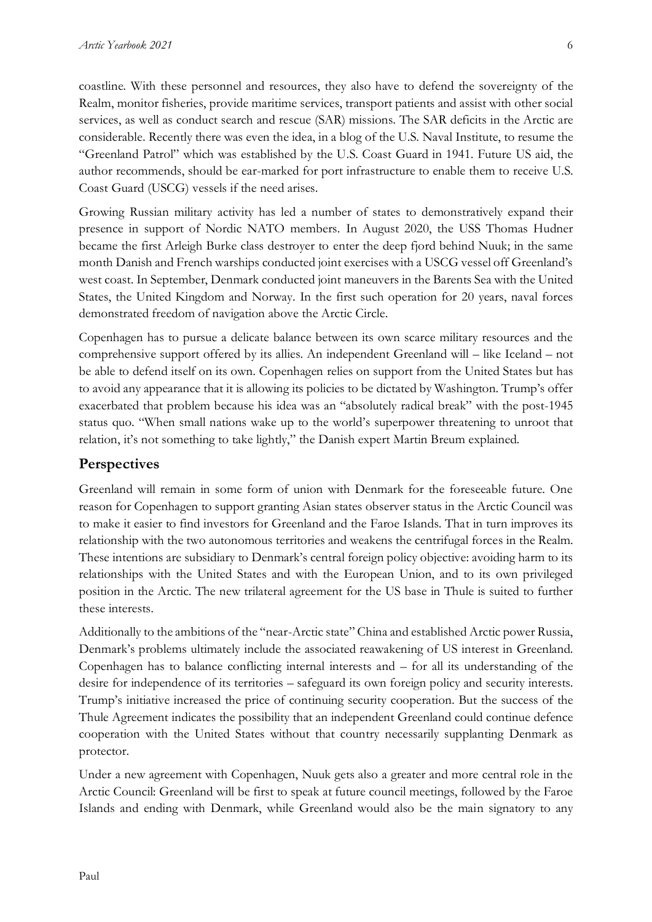coastline. With these personnel and resources, they also have to defend the sovereignty of the Realm, monitor fisheries, provide maritime services, transport patients and assist with other social services, as well as conduct search and rescue (SAR) missions. The SAR deficits in the Arctic are considerable. Recently there was even the idea, in a blog of the U.S. Naval Institute, to resume the "Greenland Patrol" which was established by the U.S. Coast Guard in 1941. Future US aid, the author recommends, should be ear-marked for port infrastructure to enable them to receive U.S. Coast Guard (USCG) vessels if the need arises.

Growing Russian military activity has led a number of states to demonstratively expand their presence in support of Nordic NATO members. In August 2020, the USS Thomas Hudner became the first Arleigh Burke class destroyer to enter the deep fjord behind Nuuk; in the same month Danish and French warships conducted joint exercises with a USCG vessel off Greenland's west coast. In September, Denmark conducted joint maneuvers in the Barents Sea with the United States, the United Kingdom and Norway. In the first such operation for 20 years, naval forces demonstrated freedom of navigation above the Arctic Circle.

Copenhagen has to pursue a delicate balance between its own scarce military resources and the comprehensive support offered by its allies. An independent Greenland will – like Iceland – not be able to defend itself on its own. Copenhagen relies on support from the United States but has to avoid any appearance that it is allowing its policies to be dictated by Washington. Trump's offer exacerbated that problem because his idea was an "absolutely radical break" with the post-1945 status quo. "When small nations wake up to the world's superpower threatening to unroot that relation, it's not something to take lightly," the Danish expert Martin Breum explained.

## Perspectives

Greenland will remain in some form of union with Denmark for the foreseeable future. One reason for Copenhagen to support granting Asian states observer status in the Arctic Council was to make it easier to find investors for Greenland and the Faroe Islands. That in turn improves its relationship with the two autonomous territories and weakens the centrifugal forces in the Realm. These intentions are subsidiary to Denmark's central foreign policy objective: avoiding harm to its relationships with the United States and with the European Union, and to its own privileged position in the Arctic. The new trilateral agreement for the US base in Thule is suited to further these interests.

Additionally to the ambitions of the "near-Arctic state" China and established Arctic power Russia, Denmark's problems ultimately include the associated reawakening of US interest in Greenland. Copenhagen has to balance conflicting internal interests and – for all its understanding of the desire for independence of its territories – safeguard its own foreign policy and security interests. Trump's initiative increased the price of continuing security cooperation. But the success of the Thule Agreement indicates the possibility that an independent Greenland could continue defence cooperation with the United States without that country necessarily supplanting Denmark as protector.

Under a new agreement with Copenhagen, Nuuk gets also a greater and more central role in the Arctic Council: Greenland will be first to speak at future council meetings, followed by the Faroe Islands and ending with Denmark, while Greenland would also be the main signatory to any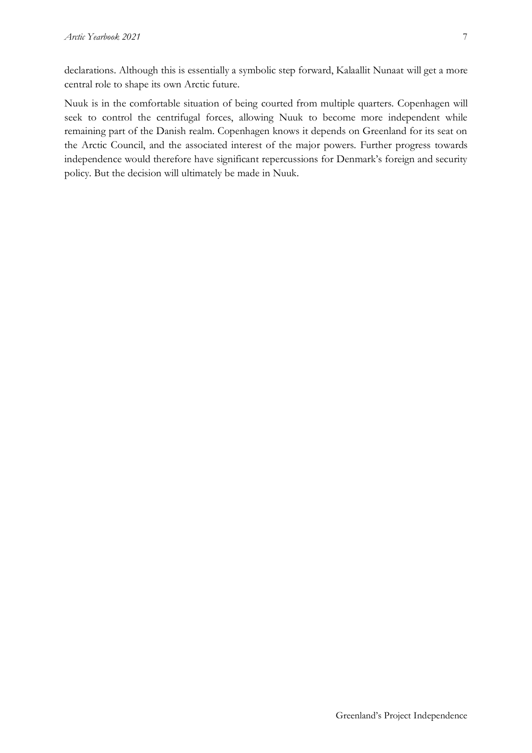declarations. Although this is essentially a symbolic step forward, Kalaallit Nunaat will get a more central role to shape its own Arctic future.

Nuuk is in the comfortable situation of being courted from multiple quarters. Copenhagen will seek to control the centrifugal forces, allowing Nuuk to become more independent while remaining part of the Danish realm. Copenhagen knows it depends on Greenland for its seat on the Arctic Council, and the associated interest of the major powers. Further progress towards independence would therefore have significant repercussions for Denmark's foreign and security policy. But the decision will ultimately be made in Nuuk.